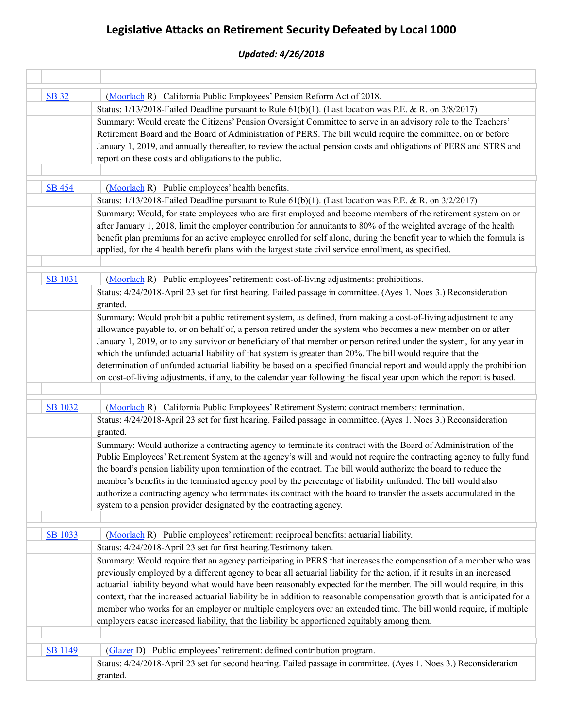# Legislative Attacks on Retirement Security Defeated by Local 1000

***Updated: 4/26/2018***

| Bill | Details |
|---|---|
| [SB 32](#) | ([Moorlach](#) R) California Public Employees' Pension Reform Act of 2018. |
| | Status: 1/13/2018-Failed Deadline pursuant to Rule 61(b)(1). (Last location was P.E. & R. on 3/8/2017) |
| | Summary: Would create the Citizens' Pension Oversight Committee to serve in an advisory role to the Teachers' Retirement Board and the Board of Administration of PERS. The bill would require the committee, on or before January 1, 2019, and annually thereafter, to review the actual pension costs and obligations of PERS and STRS and report on these costs and obligations to the public. |
| [SB 454](#) | ([Moorlach](#) R) Public employees' health benefits. |
| | Status: 1/13/2018-Failed Deadline pursuant to Rule 61(b)(1). (Last location was P.E. & R. on 3/2/2017) |
| | Summary: Would, for state employees who are first employed and become members of the retirement system on or after January 1, 2018, limit the employer contribution for annuitants to 80% of the weighted average of the health benefit plan premiums for an active employee enrolled for self alone, during the benefit year to which the formula is applied, for the 4 health benefit plans with the largest state civil service enrollment, as specified. |
| [SB 1031](#) | ([Moorlach](#) R) Public employees' retirement: cost-of-living adjustments: prohibitions. |
| | Status: 4/24/2018-April 23 set for first hearing. Failed passage in committee. (Ayes 1. Noes 3.) Reconsideration granted. |
| | Summary: Would prohibit a public retirement system, as defined, from making a cost-of-living adjustment to any allowance payable to, or on behalf of, a person retired under the system who becomes a new member on or after January 1, 2019, or to any survivor or beneficiary of that member or person retired under the system, for any year in which the unfunded actuarial liability of that system is greater than 20%. The bill would require that the determination of unfunded actuarial liability be based on a specified financial report and would apply the prohibition on cost-of-living adjustments, if any, to the calendar year following the fiscal year upon which the report is based. |
| [SB 1032](#) | ([Moorlach](#) R) California Public Employees' Retirement System: contract members: termination. |
| | Status: 4/24/2018-April 23 set for first hearing. Failed passage in committee. (Ayes 1. Noes 3.) Reconsideration granted. |
| | Summary: Would authorize a contracting agency to terminate its contract with the Board of Administration of the Public Employees' Retirement System at the agency's will and would not require the contracting agency to fully fund the board's pension liability upon termination of the contract. The bill would authorize the board to reduce the member's benefits in the terminated agency pool by the percentage of liability unfunded. The bill would also authorize a contracting agency who terminates its contract with the board to transfer the assets accumulated in the system to a pension provider designated by the contracting agency. |
| [SB 1033](#) | ([Moorlach](#) R) Public employees' retirement: reciprocal benefits: actuarial liability. |
| | Status: 4/24/2018-April 23 set for first hearing.Testimony taken. |
| | Summary: Would require that an agency participating in PERS that increases the compensation of a member who was previously employed by a different agency to bear all actuarial liability for the action, if it results in an increased actuarial liability beyond what would have been reasonably expected for the member. The bill would require, in this context, that the increased actuarial liability be in addition to reasonable compensation growth that is anticipated for a member who works for an employer or multiple employers over an extended time. The bill would require, if multiple employers cause increased liability, that the liability be apportioned equitably among them. |
| [SB 1149](#) | ([Glazer](#) D) Public employees' retirement: defined contribution program. |
| | Status: 4/24/2018-April 23 set for second hearing. Failed passage in committee. (Ayes 1. Noes 3.) Reconsideration granted. |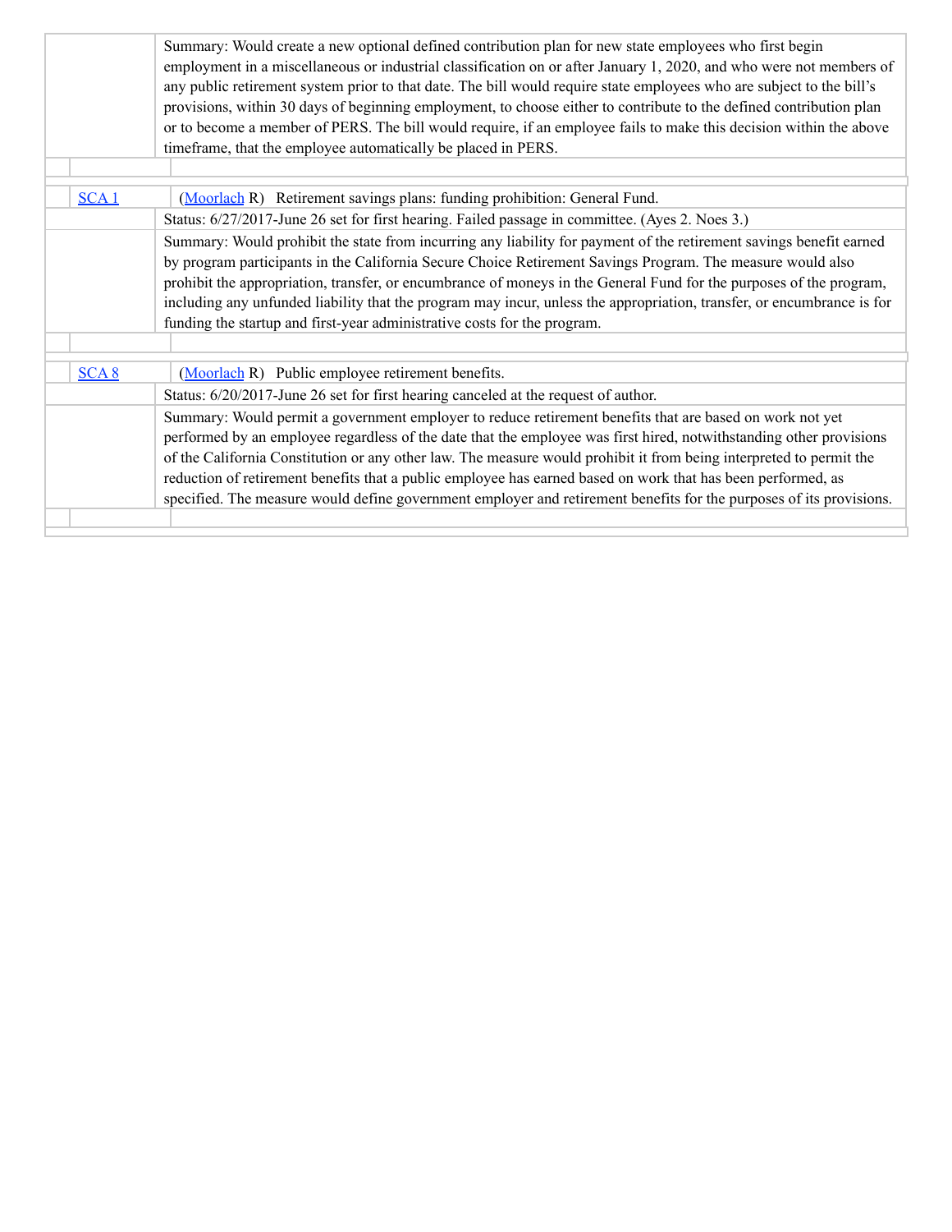Summary: Would create a new optional defined contribution plan for new state employees who first begin employment in a miscellaneous or industrial classification on or after January 1, 2020, and who were not members of any public retirement system prior to that date. The bill would require state employees who are subject to the bill's provisions, within 30 days of beginning employment, to choose either to contribute to the defined contribution plan or to become a member of PERS. The bill would require, if an employee fails to make this decision within the above timeframe, that the employee automatically be placed in PERS.

[SCA 1](#) ([Moorlach](#) R) Retirement savings plans: funding prohibition: General Fund.

Status: 6/27/2017-June 26 set for first hearing. Failed passage in committee. (Ayes 2. Noes 3.)

Summary: Would prohibit the state from incurring any liability for payment of the retirement savings benefit earned by program participants in the California Secure Choice Retirement Savings Program. The measure would also prohibit the appropriation, transfer, or encumbrance of moneys in the General Fund for the purposes of the program, including any unfunded liability that the program may incur, unless the appropriation, transfer, or encumbrance is for funding the startup and first-year administrative costs for the program.

[SCA 8](#) ([Moorlach](#) R) Public employee retirement benefits.

Status: 6/20/2017-June 26 set for first hearing canceled at the request of author.

Summary: Would permit a government employer to reduce retirement benefits that are based on work not yet performed by an employee regardless of the date that the employee was first hired, notwithstanding other provisions of the California Constitution or any other law. The measure would prohibit it from being interpreted to permit the reduction of retirement benefits that a public employee has earned based on work that has been performed, as specified. The measure would define government employer and retirement benefits for the purposes of its provisions.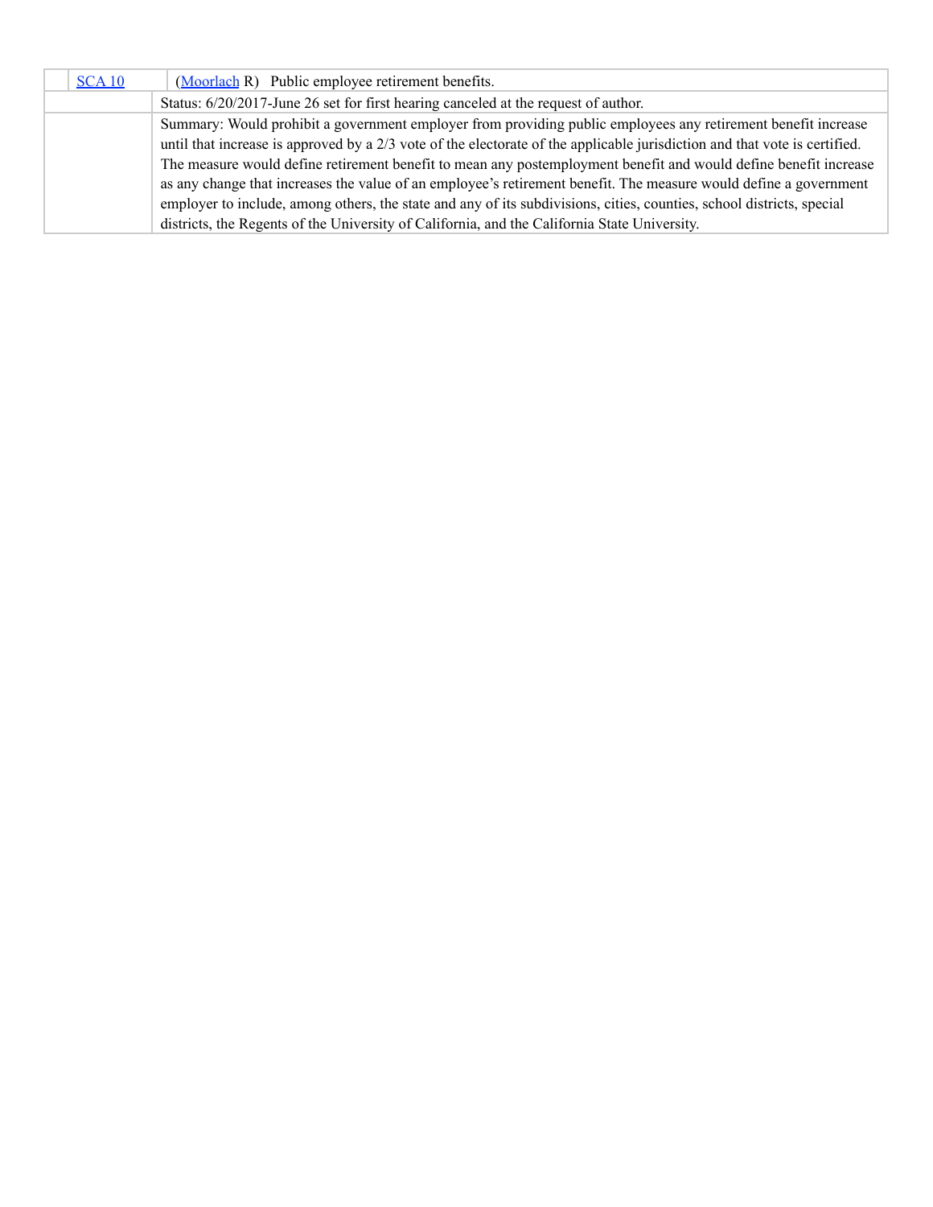| | | |
|---|---|---|
| | SCA 10 | (Moorlach R) Public employee retirement benefits. |
| | | Status: 6/20/2017-June 26 set for first hearing canceled at the request of author. |
| | | Summary: Would prohibit a government employer from providing public employees any retirement benefit increase until that increase is approved by a 2/3 vote of the electorate of the applicable jurisdiction and that vote is certified. The measure would define retirement benefit to mean any postemployment benefit and would define benefit increase as any change that increases the value of an employee's retirement benefit. The measure would define a government employer to include, among others, the state and any of its subdivisions, cities, counties, school districts, special districts, the Regents of the University of California, and the California State University. |